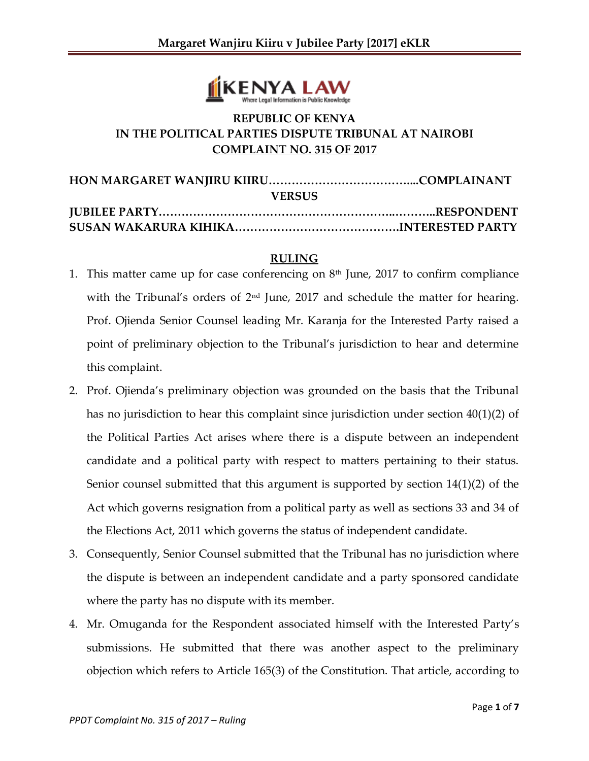**REPUBLIC OF KENYA**
**IN THE POLITICAL PARTIES DISPUTE TRIBUNAL AT NAIROBI**
**COMPLAINT NO. 315 OF 2017**

**HON MARGARET WANJIRU KIIRU……………………………….....COMPLAINANT**

**VERSUS**

**JUBILEE PARTY…………………………………………………..………..RESPONDENT**
**SUSAN WAKARURA KIHIKA…………………………………….INTERESTED PARTY**

## RULING

1. This matter came up for case conferencing on 8th June, 2017 to confirm compliance with the Tribunal's orders of 2nd June, 2017 and schedule the matter for hearing. Prof. Ojienda Senior Counsel leading Mr. Karanja for the Interested Party raised a point of preliminary objection to the Tribunal's jurisdiction to hear and determine this complaint.

2. Prof. Ojienda's preliminary objection was grounded on the basis that the Tribunal has no jurisdiction to hear this complaint since jurisdiction under section 40(1)(2) of the Political Parties Act arises where there is a dispute between an independent candidate and a political party with respect to matters pertaining to their status. Senior counsel submitted that this argument is supported by section 14(1)(2) of the Act which governs resignation from a political party as well as sections 33 and 34 of the Elections Act, 2011 which governs the status of independent candidate.

3. Consequently, Senior Counsel submitted that the Tribunal has no jurisdiction where the dispute is between an independent candidate and a party sponsored candidate where the party has no dispute with its member.

4. Mr. Omuganda for the Respondent associated himself with the Interested Party's submissions. He submitted that there was another aspect to the preliminary objection which refers to Article 165(3) of the Constitution. That article, according to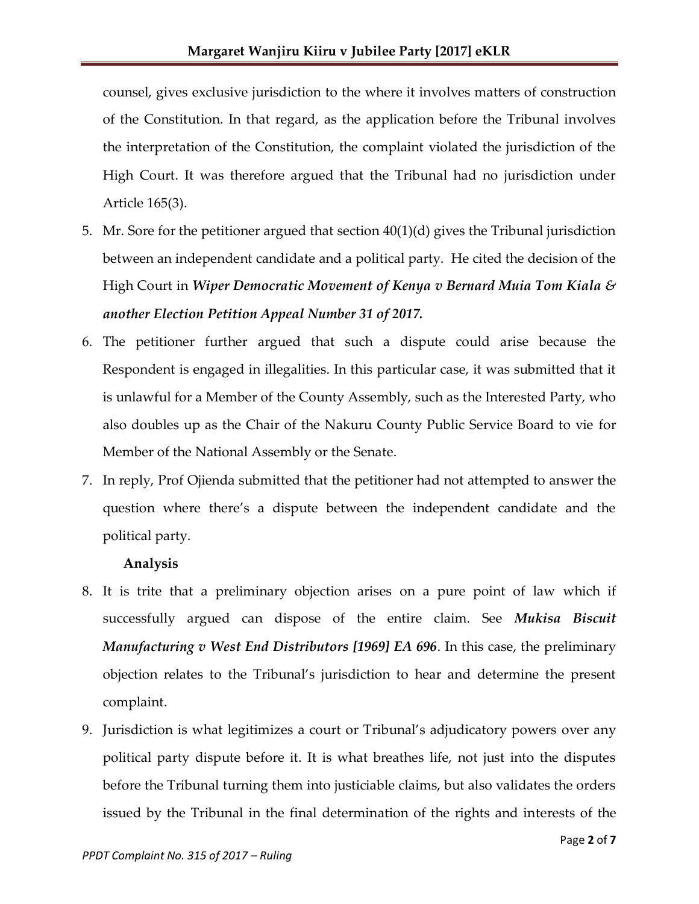counsel, gives exclusive jurisdiction to the where it involves matters of construction of the Constitution. In that regard, as the application before the Tribunal involves the interpretation of the Constitution, the complaint violated the jurisdiction of the High Court. It was therefore argued that the Tribunal had no jurisdiction under Article 165(3).

5. Mr. Sore for the petitioner argued that section 40(1)(d) gives the Tribunal jurisdiction between an independent candidate and a political party. He cited the decision of the High Court in ***Wiper Democratic Movement of Kenya v Bernard Muia Tom Kiala & another Election Petition Appeal Number 31 of 2017.***
6. The petitioner further argued that such a dispute could arise because the Respondent is engaged in illegalities. In this particular case, it was submitted that it is unlawful for a Member of the County Assembly, such as the Interested Party, who also doubles up as the Chair of the Nakuru County Public Service Board to vie for Member of the National Assembly or the Senate.
7. In reply, Prof Ojienda submitted that the petitioner had not attempted to answer the question where there's a dispute between the independent candidate and the political party.

**Analysis**

8. It is trite that a preliminary objection arises on a pure point of law which if successfully argued can dispose of the entire claim. See ***Mukisa Biscuit Manufacturing v West End Distributors [1969] EA 696***. In this case, the preliminary objection relates to the Tribunal's jurisdiction to hear and determine the present complaint.
9. Jurisdiction is what legitimizes a court or Tribunal's adjudicatory powers over any political party dispute before it. It is what breathes life, not just into the disputes before the Tribunal turning them into justiciable claims, but also validates the orders issued by the Tribunal in the final determination of the rights and interests of the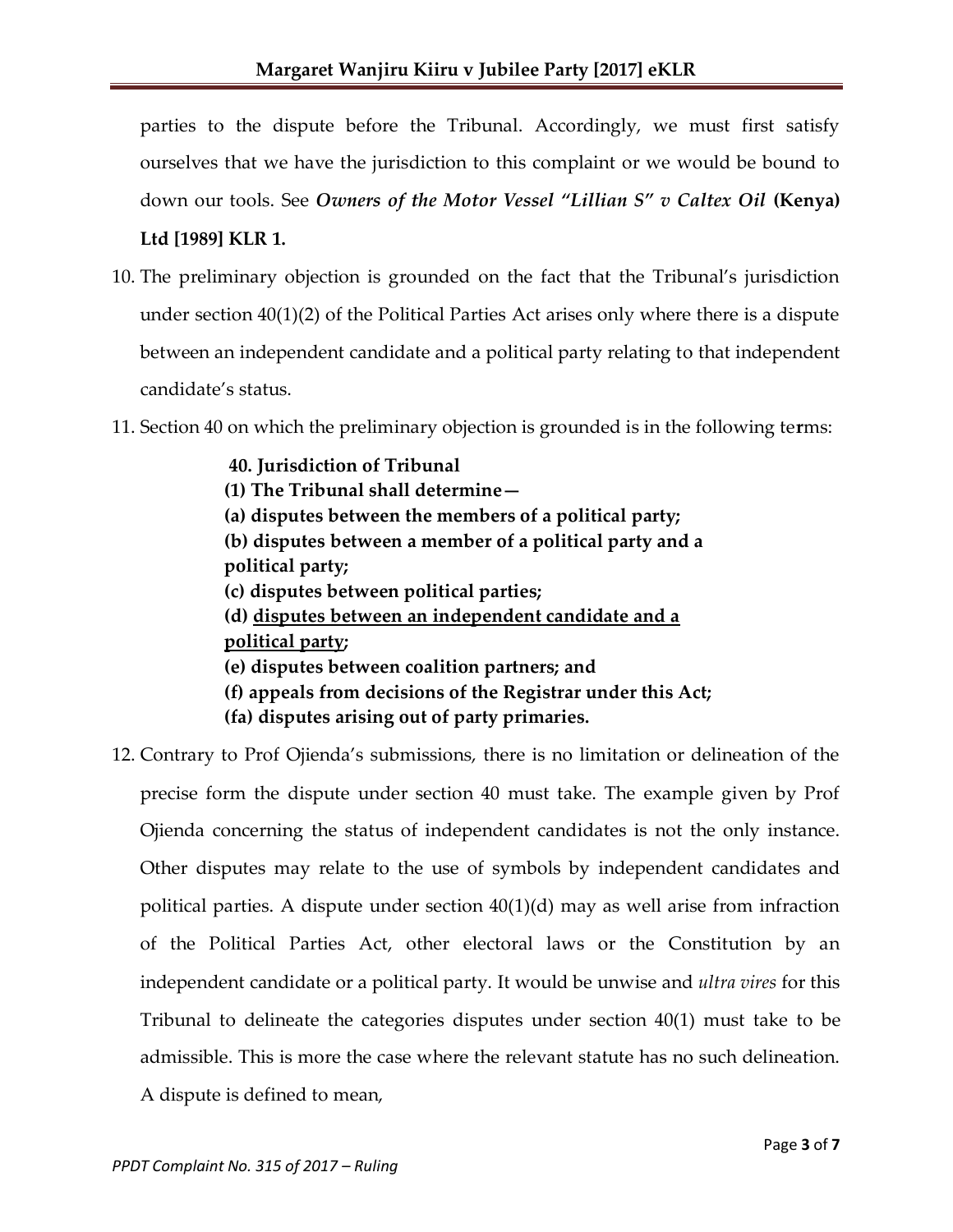parties to the dispute before the Tribunal. Accordingly, we must first satisfy ourselves that we have the jurisdiction to this complaint or we would be bound to down our tools. See ***Owners of the Motor Vessel "Lillian S" v Caltex Oil* (Kenya) Ltd [1989] KLR 1.**

10. The preliminary objection is grounded on the fact that the Tribunal's jurisdiction under section 40(1)(2) of the Political Parties Act arises only where there is a dispute between an independent candidate and a political party relating to that independent candidate's status.

11. Section 40 on which the preliminary objection is grounded is in the following terms:

> **40. Jurisdiction of Tribunal**
> **(1) The Tribunal shall determine—**
> **(a) disputes between the members of a political party;**
> **(b) disputes between a member of a political party and a political party;**
> **(c) disputes between political parties;**
> **(d) <u>disputes between an independent candidate and a political party</u>;**
> **(e) disputes between coalition partners; and**
> **(f) appeals from decisions of the Registrar under this Act;**
> **(fa) disputes arising out of party primaries.**

12. Contrary to Prof Ojienda's submissions, there is no limitation or delineation of the precise form the dispute under section 40 must take. The example given by Prof Ojienda concerning the status of independent candidates is not the only instance. Other disputes may relate to the use of symbols by independent candidates and political parties. A dispute under section 40(1)(d) may as well arise from infraction of the Political Parties Act, other electoral laws or the Constitution by an independent candidate or a political party. It would be unwise and *ultra vires* for this Tribunal to delineate the categories disputes under section 40(1) must take to be admissible. This is more the case where the relevant statute has no such delineation. A dispute is defined to mean,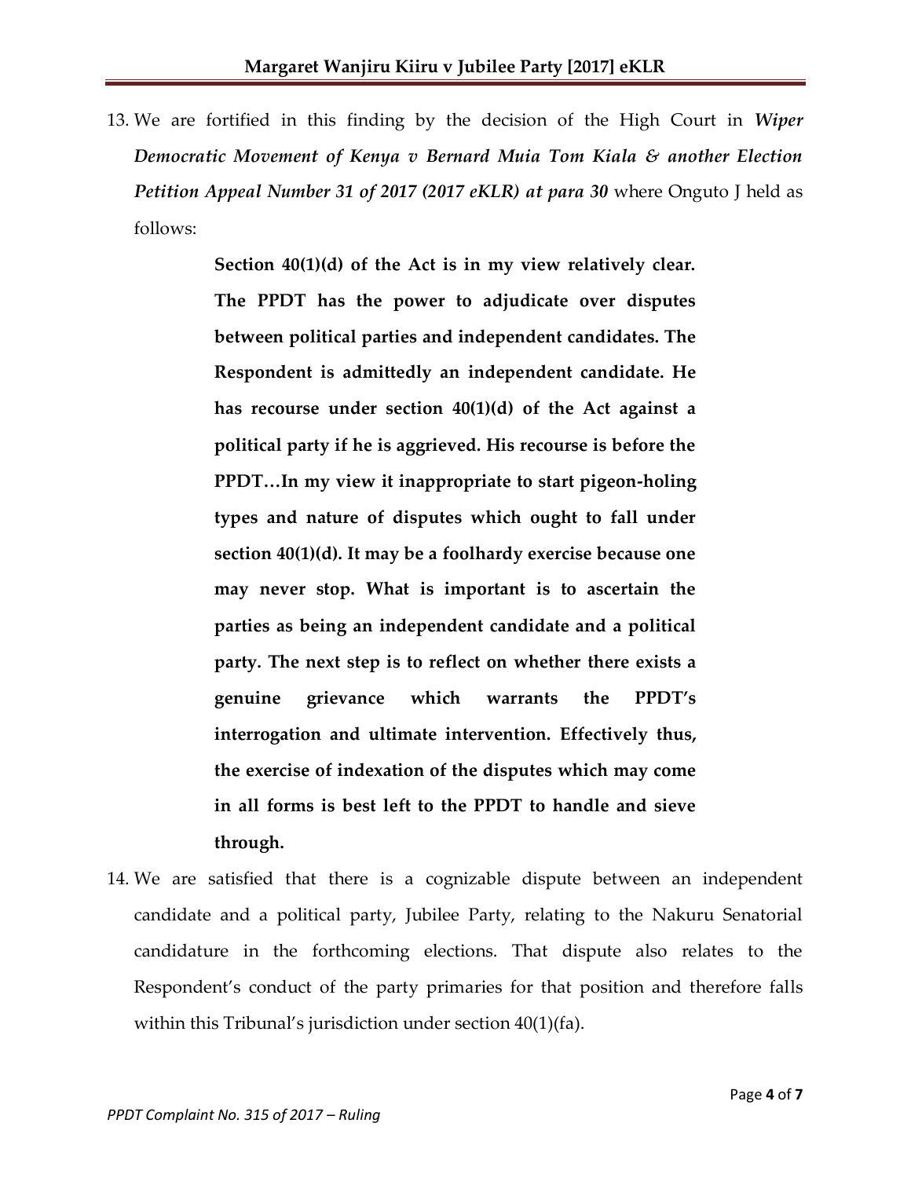13. We are fortified in this finding by the decision of the High Court in *Wiper Democratic Movement of Kenya v Bernard Muia Tom Kiala & another Election Petition Appeal Number 31 of 2017 (2017 eKLR) at para 30* where Onguto J held as follows:

> **Section 40(1)(d) of the Act is in my view relatively clear. The PPDT has the power to adjudicate over disputes between political parties and independent candidates. The Respondent is admittedly an independent candidate. He has recourse under section 40(1)(d) of the Act against a political party if he is aggrieved. His recourse is before the PPDT…In my view it inappropriate to start pigeon-holing types and nature of disputes which ought to fall under section 40(1)(d). It may be a foolhardy exercise because one may never stop. What is important is to ascertain the parties as being an independent candidate and a political party. The next step is to reflect on whether there exists a genuine grievance which warrants the PPDT's interrogation and ultimate intervention. Effectively thus, the exercise of indexation of the disputes which may come in all forms is best left to the PPDT to handle and sieve through.**

14. We are satisfied that there is a cognizable dispute between an independent candidate and a political party, Jubilee Party, relating to the Nakuru Senatorial candidature in the forthcoming elections. That dispute also relates to the Respondent's conduct of the party primaries for that position and therefore falls within this Tribunal's jurisdiction under section 40(1)(fa).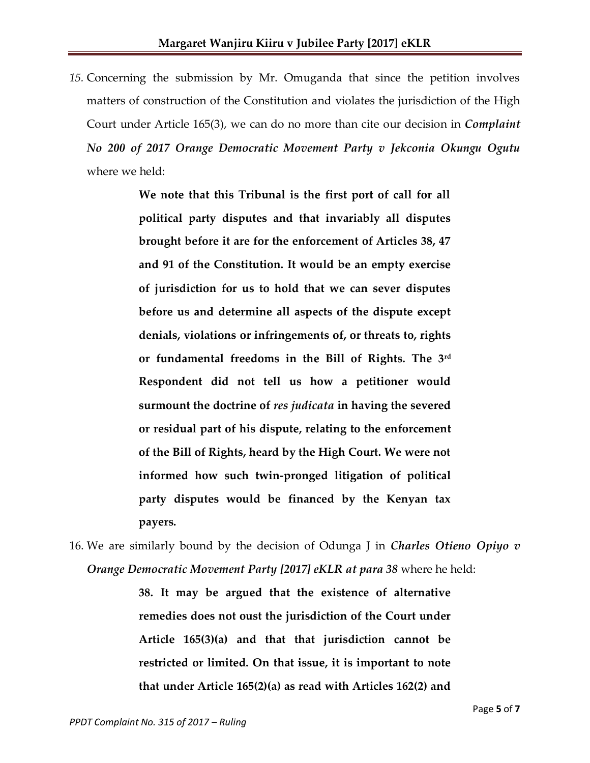15. Concerning the submission by Mr. Omuganda that since the petition involves matters of construction of the Constitution and violates the jurisdiction of the High Court under Article 165(3), we can do no more than cite our decision in ***Complaint No 200 of 2017 Orange Democratic Movement Party v Jekconia Okungu Ogutu*** where we held:

> **We note that this Tribunal is the first port of call for all political party disputes and that invariably all disputes brought before it are for the enforcement of Articles 38, 47 and 91 of the Constitution. It would be an empty exercise of jurisdiction for us to hold that we can sever disputes before us and determine all aspects of the dispute except denials, violations or infringements of, or threats to, rights or fundamental freedoms in the Bill of Rights. The 3rd Respondent did not tell us how a petitioner would surmount the doctrine of *res judicata* in having the severed or residual part of his dispute, relating to the enforcement of the Bill of Rights, heard by the High Court. We were not informed how such twin-pronged litigation of political party disputes would be financed by the Kenyan tax payers.**

16. We are similarly bound by the decision of Odunga J in ***Charles Otieno Opiyo v Orange Democratic Movement Party [2017] eKLR at para 38*** where he held:

> **38. It may be argued that the existence of alternative remedies does not oust the jurisdiction of the Court under Article 165(3)(a) and that that jurisdiction cannot be restricted or limited. On that issue, it is important to note that under Article 165(2)(a) as read with Articles 162(2) and**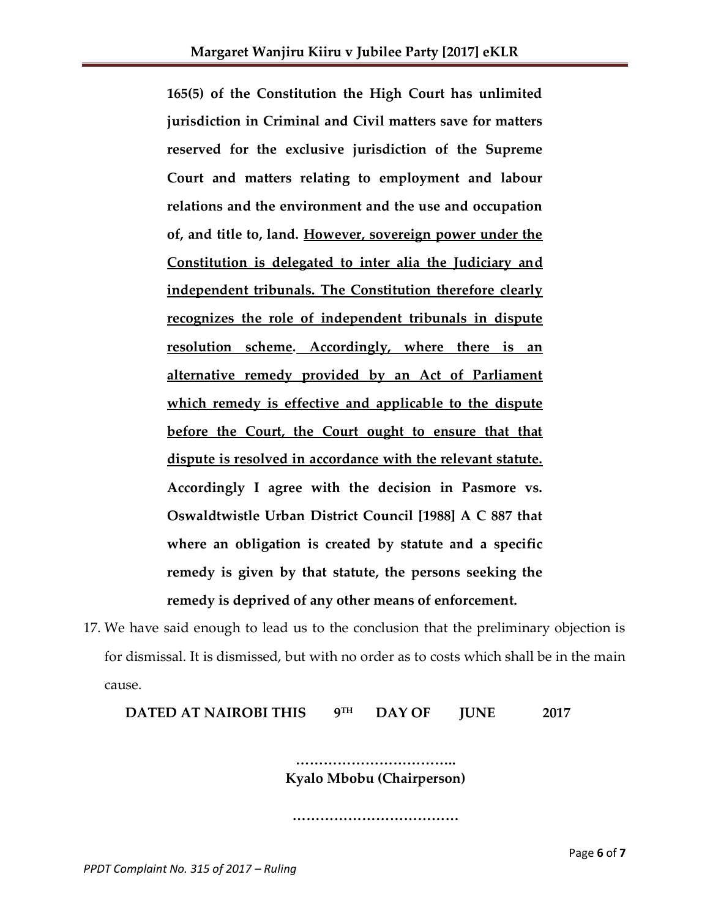> **165(5) of the Constitution the High Court has unlimited jurisdiction in Criminal and Civil matters save for matters reserved for the exclusive jurisdiction of the Supreme Court and matters relating to employment and labour relations and the environment and the use and occupation of, and title to, land. <u>However, sovereign power under the Constitution is delegated to inter alia the Judiciary and independent tribunals. The Constitution therefore clearly recognizes the role of independent tribunals in dispute resolution scheme. Accordingly, where there is an alternative remedy provided by an Act of Parliament which remedy is effective and applicable to the dispute before the Court, the Court ought to ensure that that dispute is resolved in accordance with the relevant statute.</u> Accordingly I agree with the decision in Pasmore vs. Oswaldtwistle Urban District Council [1988] A C 887 that where an obligation is created by statute and a specific remedy is given by that statute, the persons seeking the remedy is deprived of any other means of enforcement.**

17. We have said enough to lead us to the conclusion that the preliminary objection is for dismissal. It is dismissed, but with no order as to costs which shall be in the main cause.

**DATED AT NAIROBI THIS 9TH DAY OF JUNE 2017**

……………………………..

**Kyalo Mbobu (Chairperson)**

………………………………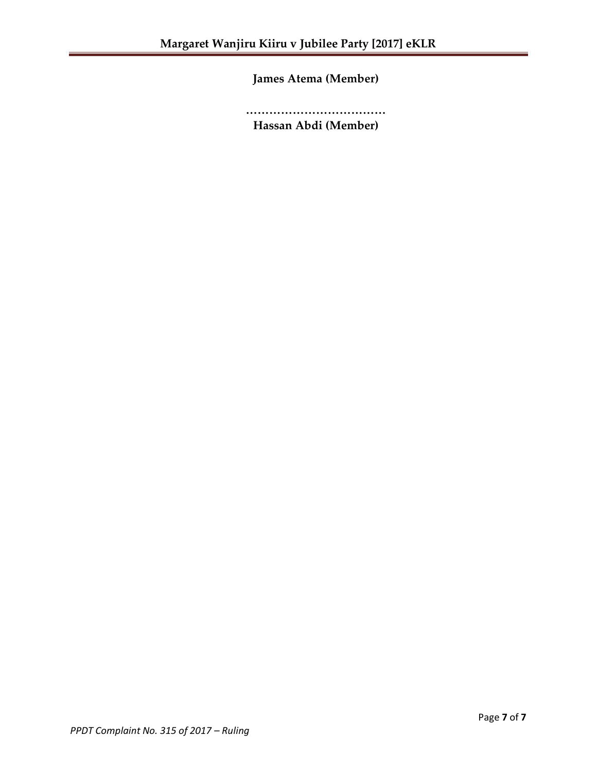**James Atema (Member)**

**………………………………**
**Hassan Abdi (Member)**